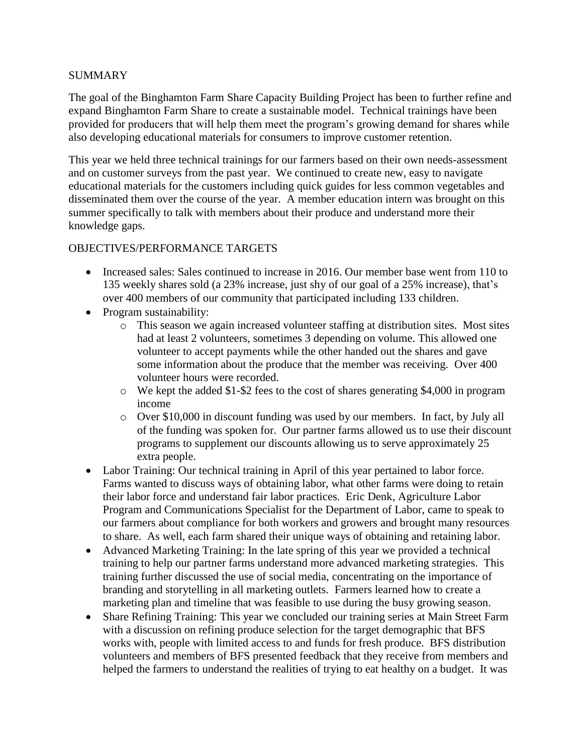## SUMMARY

The goal of the Binghamton Farm Share Capacity Building Project has been to further refine and expand Binghamton Farm Share to create a sustainable model. Technical trainings have been provided for producers that will help them meet the program's growing demand for shares while also developing educational materials for consumers to improve customer retention.

This year we held three technical trainings for our farmers based on their own needs-assessment and on customer surveys from the past year. We continued to create new, easy to navigate educational materials for the customers including quick guides for less common vegetables and disseminated them over the course of the year. A member education intern was brought on this summer specifically to talk with members about their produce and understand more their knowledge gaps.

## OBJECTIVES/PERFORMANCE TARGETS

- Increased sales: Sales continued to increase in 2016. Our member base went from 110 to 135 weekly shares sold (a 23% increase, just shy of our goal of a 25% increase), that's over 400 members of our community that participated including 133 children.
- Program sustainability:
  - This season we again increased volunteer staffing at distribution sites. Most sites had at least 2 volunteers, sometimes 3 depending on volume. This allowed one volunteer to accept payments while the other handed out the shares and gave some information about the produce that the member was receiving. Over 400 volunteer hours were recorded.
  - We kept the added $1-$2 fees to the cost of shares generating $4,000 in program income
  - Over $10,000 in discount funding was used by our members. In fact, by July all of the funding was spoken for. Our partner farms allowed us to use their discount programs to supplement our discounts allowing us to serve approximately 25 extra people.
- Labor Training: Our technical training in April of this year pertained to labor force. Farms wanted to discuss ways of obtaining labor, what other farms were doing to retain their labor force and understand fair labor practices. Eric Denk, Agriculture Labor Program and Communications Specialist for the Department of Labor, came to speak to our farmers about compliance for both workers and growers and brought many resources to share. As well, each farm shared their unique ways of obtaining and retaining labor.
- Advanced Marketing Training: In the late spring of this year we provided a technical training to help our partner farms understand more advanced marketing strategies. This training further discussed the use of social media, concentrating on the importance of branding and storytelling in all marketing outlets. Farmers learned how to create a marketing plan and timeline that was feasible to use during the busy growing season.
- Share Refining Training: This year we concluded our training series at Main Street Farm with a discussion on refining produce selection for the target demographic that BFS works with, people with limited access to and funds for fresh produce. BFS distribution volunteers and members of BFS presented feedback that they receive from members and helped the farmers to understand the realities of trying to eat healthy on a budget. It was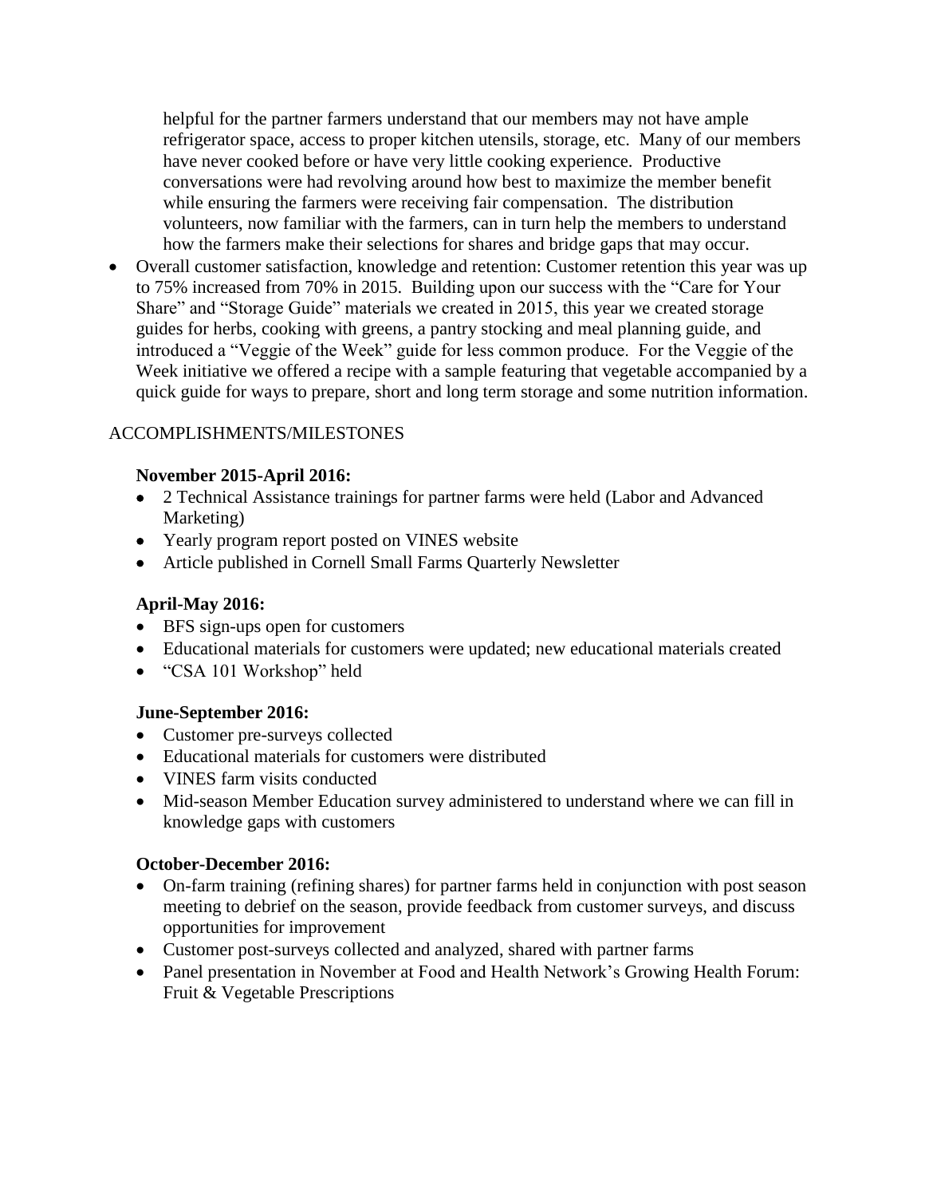helpful for the partner farmers understand that our members may not have ample refrigerator space, access to proper kitchen utensils, storage, etc. Many of our members have never cooked before or have very little cooking experience. Productive conversations were had revolving around how best to maximize the member benefit while ensuring the farmers were receiving fair compensation. The distribution volunteers, now familiar with the farmers, can in turn help the members to understand how the farmers make their selections for shares and bridge gaps that may occur.

- Overall customer satisfaction, knowledge and retention: Customer retention this year was up to 75% increased from 70% in 2015. Building upon our success with the "Care for Your Share" and "Storage Guide" materials we created in 2015, this year we created storage guides for herbs, cooking with greens, a pantry stocking and meal planning guide, and introduced a "Veggie of the Week" guide for less common produce. For the Veggie of the Week initiative we offered a recipe with a sample featuring that vegetable accompanied by a quick guide for ways to prepare, short and long term storage and some nutrition information.

ACCOMPLISHMENTS/MILESTONES

**November 2015-April 2016:**

- 2 Technical Assistance trainings for partner farms were held (Labor and Advanced Marketing)
- Yearly program report posted on VINES website
- Article published in Cornell Small Farms Quarterly Newsletter

**April-May 2016:**

- BFS sign-ups open for customers
- Educational materials for customers were updated; new educational materials created
- "CSA 101 Workshop" held

**June-September 2016:**

- Customer pre-surveys collected
- Educational materials for customers were distributed
- VINES farm visits conducted
- Mid-season Member Education survey administered to understand where we can fill in knowledge gaps with customers

**October-December 2016:**

- On-farm training (refining shares) for partner farms held in conjunction with post season meeting to debrief on the season, provide feedback from customer surveys, and discuss opportunities for improvement
- Customer post-surveys collected and analyzed, shared with partner farms
- Panel presentation in November at Food and Health Network's Growing Health Forum: Fruit & Vegetable Prescriptions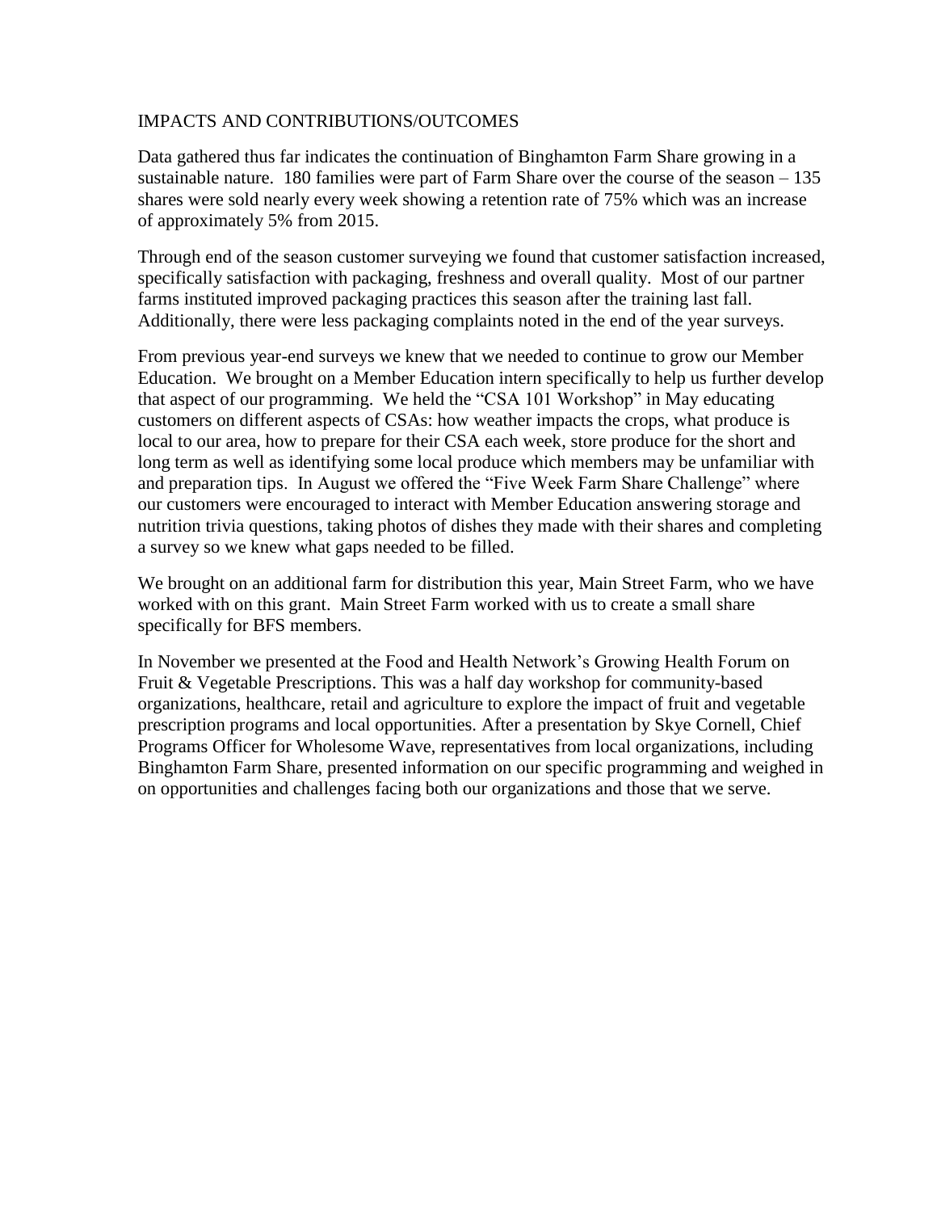## IMPACTS AND CONTRIBUTIONS/OUTCOMES

Data gathered thus far indicates the continuation of Binghamton Farm Share growing in a sustainable nature. 180 families were part of Farm Share over the course of the season – 135 shares were sold nearly every week showing a retention rate of 75% which was an increase of approximately 5% from 2015.

Through end of the season customer surveying we found that customer satisfaction increased, specifically satisfaction with packaging, freshness and overall quality. Most of our partner farms instituted improved packaging practices this season after the training last fall. Additionally, there were less packaging complaints noted in the end of the year surveys.

From previous year-end surveys we knew that we needed to continue to grow our Member Education. We brought on a Member Education intern specifically to help us further develop that aspect of our programming. We held the "CSA 101 Workshop" in May educating customers on different aspects of CSAs: how weather impacts the crops, what produce is local to our area, how to prepare for their CSA each week, store produce for the short and long term as well as identifying some local produce which members may be unfamiliar with and preparation tips. In August we offered the "Five Week Farm Share Challenge" where our customers were encouraged to interact with Member Education answering storage and nutrition trivia questions, taking photos of dishes they made with their shares and completing a survey so we knew what gaps needed to be filled.

We brought on an additional farm for distribution this year, Main Street Farm, who we have worked with on this grant. Main Street Farm worked with us to create a small share specifically for BFS members.

In November we presented at the Food and Health Network's Growing Health Forum on Fruit & Vegetable Prescriptions. This was a half day workshop for community-based organizations, healthcare, retail and agriculture to explore the impact of fruit and vegetable prescription programs and local opportunities. After a presentation by Skye Cornell, Chief Programs Officer for Wholesome Wave, representatives from local organizations, including Binghamton Farm Share, presented information on our specific programming and weighed in on opportunities and challenges facing both our organizations and those that we serve.